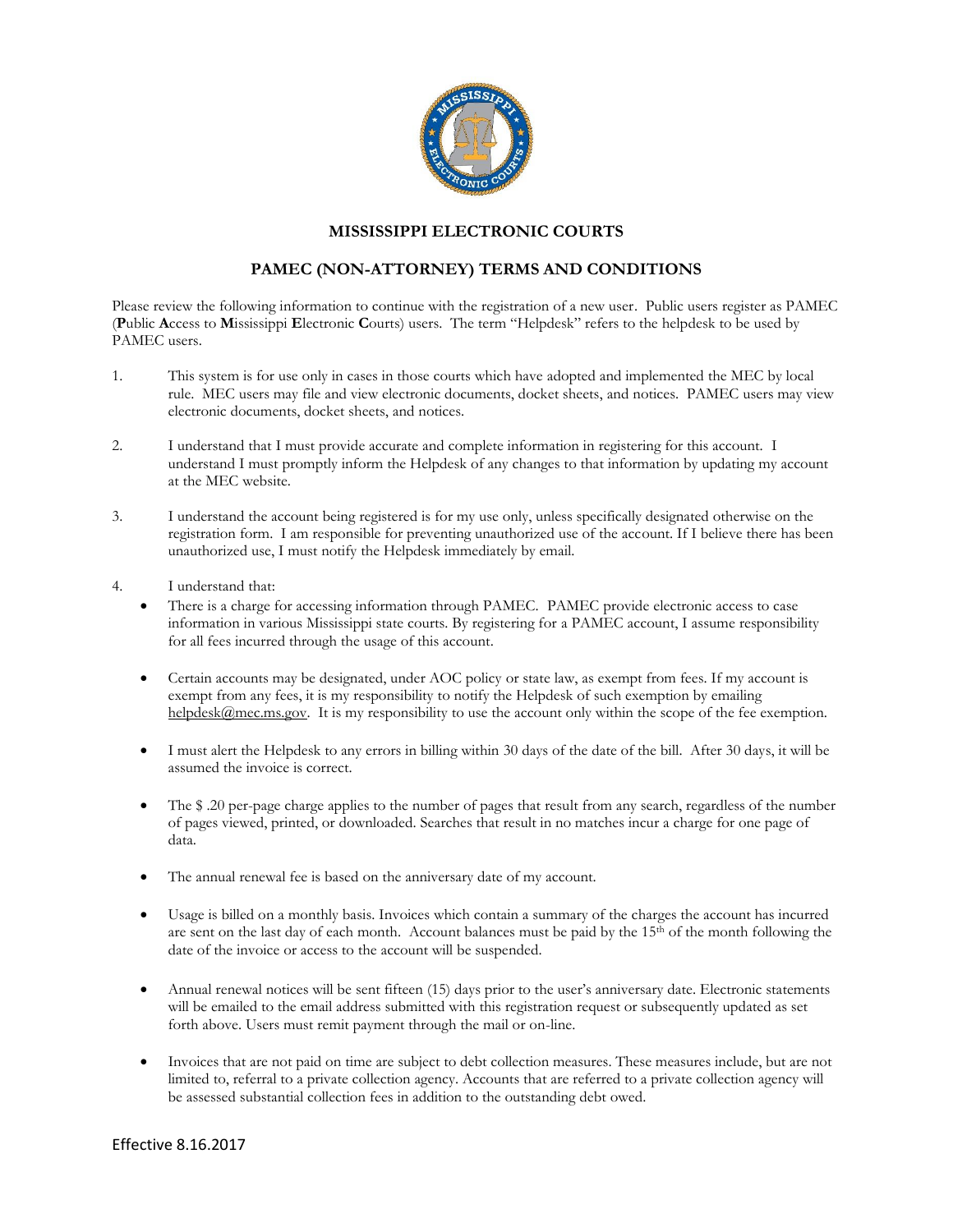# MISSISSIPPI ELECTRONIC COURTS

## PAMEC (NON-ATTORNEY) TERMS AND CONDITIONS

Please review the following information to continue with the registration of a new user. Public users register as PAMEC (**P**ublic **A**ccess to **M**ississippi **E**lectronic **C**ourts) users. The term "Helpdesk" refers to the helpdesk to be used by PAMEC users.

1. This system is for use only in cases in those courts which have adopted and implemented the MEC by local rule. MEC users may file and view electronic documents, docket sheets, and notices. PAMEC users may view electronic documents, docket sheets, and notices.

2. I understand that I must provide accurate and complete information in registering for this account. I understand I must promptly inform the Helpdesk of any changes to that information by updating my account at the MEC website.

3. I understand the account being registered is for my use only, unless specifically designated otherwise on the registration form. I am responsible for preventing unauthorized use of the account. If I believe there has been unauthorized use, I must notify the Helpdesk immediately by email.

4. I understand that:

   - There is a charge for accessing information through PAMEC. PAMEC provide electronic access to case information in various Mississippi state courts. By registering for a PAMEC account, I assume responsibility for all fees incurred through the usage of this account.

   - Certain accounts may be designated, under AOC policy or state law, as exempt from fees. If my account is exempt from any fees, it is my responsibility to notify the Helpdesk of such exemption by emailing helpdesk@mec.ms.gov. It is my responsibility to use the account only within the scope of the fee exemption.

   - I must alert the Helpdesk to any errors in billing within 30 days of the date of the bill. After 30 days, it will be assumed the invoice is correct.

   - The $ .20 per-page charge applies to the number of pages that result from any search, regardless of the number of pages viewed, printed, or downloaded. Searches that result in no matches incur a charge for one page of data.

   - The annual renewal fee is based on the anniversary date of my account.

   - Usage is billed on a monthly basis. Invoices which contain a summary of the charges the account has incurred are sent on the last day of each month. Account balances must be paid by the 15th of the month following the date of the invoice or access to the account will be suspended.

   - Annual renewal notices will be sent fifteen (15) days prior to the user's anniversary date. Electronic statements will be emailed to the email address submitted with this registration request or subsequently updated as set forth above. Users must remit payment through the mail or on-line.

   - Invoices that are not paid on time are subject to debt collection measures. These measures include, but are not limited to, referral to a private collection agency. Accounts that are referred to a private collection agency will be assessed substantial collection fees in addition to the outstanding debt owed.

Effective 8.16.2017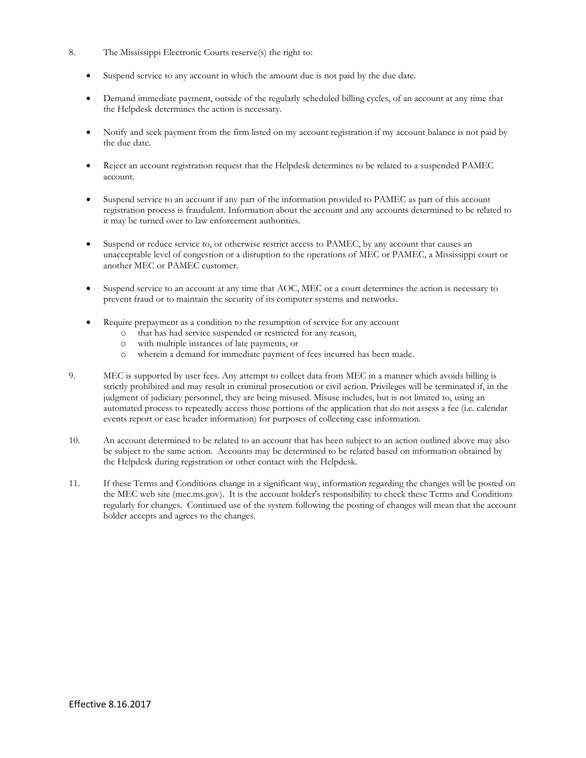8. The Mississippi Electronic Courts reserve(s) the right to:

   - Suspend service to any account in which the amount due is not paid by the due date.
   - Demand immediate payment, outside of the regularly scheduled billing cycles, of an account at any time that the Helpdesk determines the action is necessary.
   - Notify and seek payment from the firm listed on my account registration if my account balance is not paid by the due date.
   - Reject an account registration request that the Helpdesk determines to be related to a suspended PAMEC account.
   - Suspend service to an account if any part of the information provided to PAMEC as part of this account registration process is fraudulent. Information about the account and any accounts determined to be related to it may be turned over to law enforcement authorities.
   - Suspend or reduce service to, or otherwise restrict access to PAMEC, by any account that causes an unacceptable level of congestion or a disruption to the operations of MEC or PAMEC, a Mississippi court or another MEC or PAMEC customer.
   - Suspend service to an account at any time that AOC, MEC or a court determines the action is necessary to prevent fraud or to maintain the security of its computer systems and networks.
   - Require prepayment as a condition to the resumption of service for any account
     - that has had service suspended or restricted for any reason,
     - with multiple instances of late payments, or
     - wherein a demand for immediate payment of fees incurred has been made.

9. MEC is supported by user fees. Any attempt to collect data from MEC in a manner which avoids billing is strictly prohibited and may result in criminal prosecution or civil action. Privileges will be terminated if, in the judgment of judiciary personnel, they are being misused. Misuse includes, but is not limited to, using an automated process to repeatedly access those portions of the application that do not assess a fee (i.e. calendar events report or case header information) for purposes of collecting case information.

10. An account determined to be related to an account that has been subject to an action outlined above may also be subject to the same action. Accounts may be determined to be related based on information obtained by the Helpdesk during registration or other contact with the Helpdesk.

11. If these Terms and Conditions change in a significant way, information regarding the changes will be posted on the MEC web site (mec.ms.gov). It is the account holder's responsibility to check these Terms and Conditions regularly for changes. Continued use of the system following the posting of changes will mean that the account holder accepts and agrees to the changes.

Effective 8.16.2017